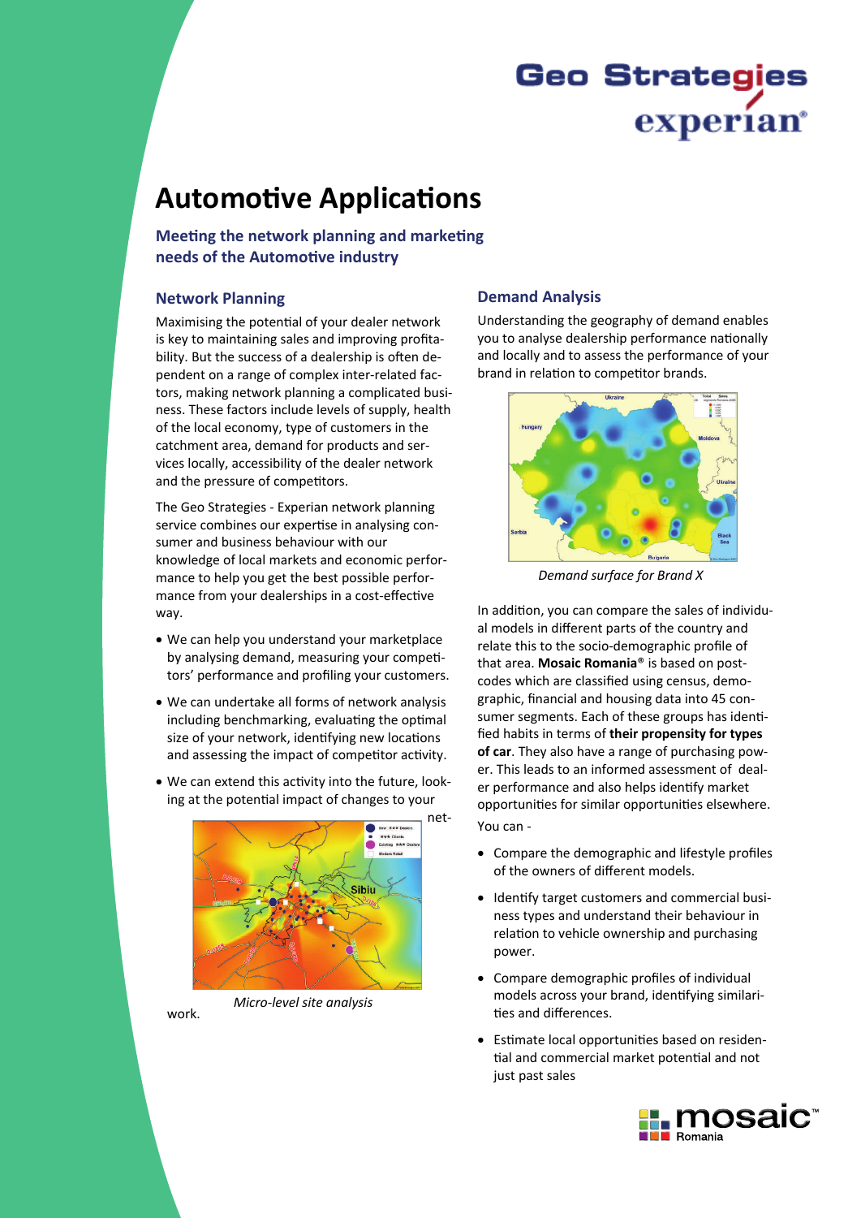# Automotive Applications

## Meeting the network planning and marketing needs of the Automotive industry

### Network Planning

Maximising the potential of your dealer network is key to maintaining sales and improving profitability. But the success of a dealership is often dependent on a range of complex inter-related factors, making network planning a complicated business. These factors include levels of supply, health of the local economy, type of customers in the catchment area, demand for products and services locally, accessibility of the dealer network and the pressure of competitors.

The Geo Strategies - Experian network planning service combines our expertise in analysing consumer and business behaviour with our knowledge of local markets and economic performance to help you get the best possible performance from your dealerships in a cost-effective way.

- We can help you understand your marketplace by analysing demand, measuring your competitors' performance and profiling your customers.
- We can undertake all forms of network analysis including benchmarking, evaluating the optimal size of your network, identifying new locations and assessing the impact of competitor activity.
- We can extend this activity into the future, looking at the potential impact of changes to your network.

*Micro-level site analysis*

### Demand Analysis

Understanding the geography of demand enables you to analyse dealership performance nationally and locally and to assess the performance of your brand in relation to competitor brands.

*Demand surface for Brand X*

In addition, you can compare the sales of individual models in different parts of the country and relate this to the socio-demographic profile of that area. **Mosaic Romania**® is based on postcodes which are classified using census, demographic, financial and housing data into 45 consumer segments. Each of these groups has identified habits in terms of **their propensity for types of car**. They also have a range of purchasing power. This leads to an informed assessment of dealer performance and also helps identify market opportunities for similar opportunities elsewhere.

You can -

- Compare the demographic and lifestyle profiles of the owners of different models.
- Identify target customers and commercial business types and understand their behaviour in relation to vehicle ownership and purchasing power.
- Compare demographic profiles of individual models across your brand, identifying similarities and differences.
- Estimate local opportunities based on residential and commercial market potential and not just past sales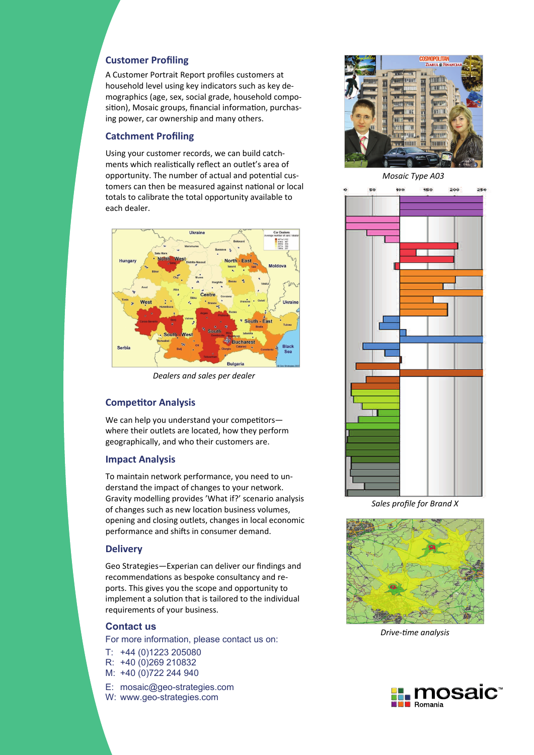## Customer Profiling

A Customer Portrait Report profiles customers at household level using key indicators such as key demographics (age, sex, social grade, household composition), Mosaic groups, financial information, purchasing power, car ownership and many others.

## Catchment Profiling

Using your customer records, we can build catchments which realistically reflect an outlet's area of opportunity. The number of actual and potential customers can then be measured against national or local totals to calibrate the total opportunity available to each dealer.

*Dealers and sales per dealer*

## Competitor Analysis

We can help you understand your competitors—where their outlets are located, how they perform geographically, and who their customers are.

## Impact Analysis

To maintain network performance, you need to understand the impact of changes to your network. Gravity modelling provides 'What if?' scenario analysis of changes such as new location business volumes, opening and closing outlets, changes in local economic performance and shifts in consumer demand.

## Delivery

Geo Strategies—Experian can deliver our findings and recommendations as bespoke consultancy and reports. This gives you the scope and opportunity to implement a solution that is tailored to the individual requirements of your business.

## Contact us

For more information, please contact us on:

T: +44 (0)1223 205080
R: +40 (0)269 210832
M: +40 (0)722 244 940

E: mosaic@geo-strategies.com
W: www.geo-strategies.com

*Mosaic Type A03*

0 50 100 150 200 250

*Sales profile for Brand X*

*Drive-time analysis*

mosaic™ Romania